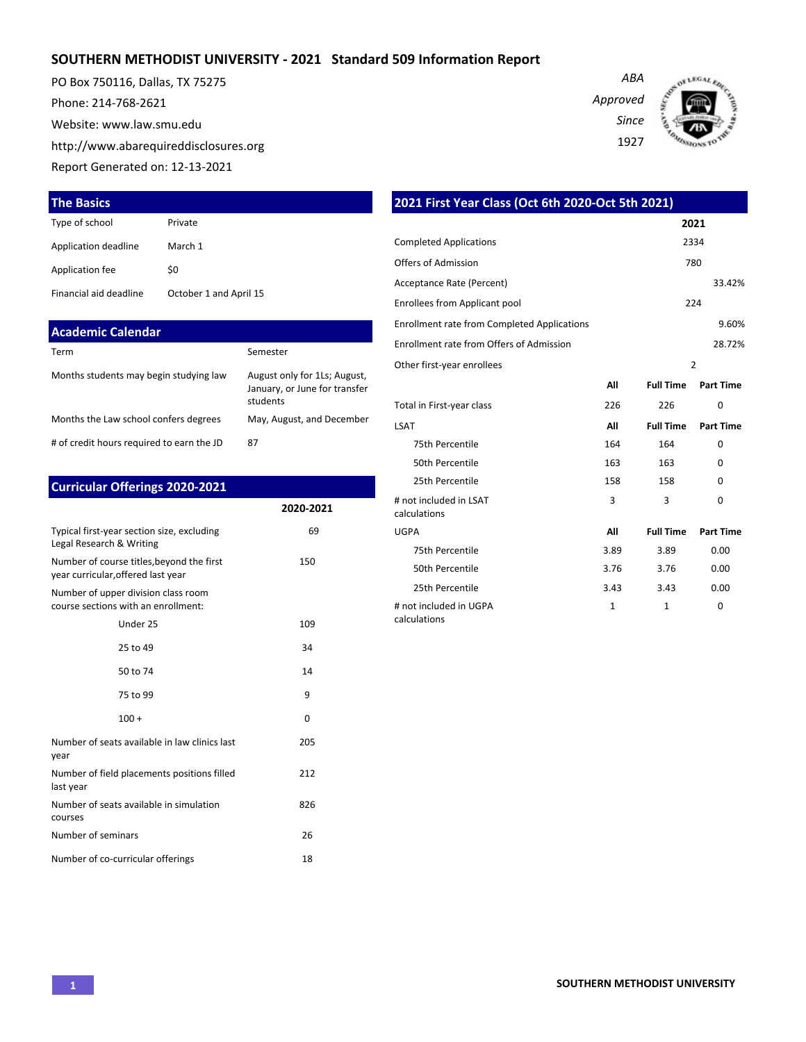# SOUTHERN METHODIST UNIVERSITY - 2021 Standard 509 Information Report

PO Box 750116, Dallas, TX 75275

Phone: 214-768-2621

Website: www.law.smu.edu

http://www.abarequireddisclosures.org

Report Generated on: 12-13-2021

*ABA Approved Since 1927*

## The Basics

| | |
|---|---|
| Type of school | Private |
| Application deadline | March 1 |
| Application fee | $0 |
| Financial aid deadline | October 1 and April 15 |

## Academic Calendar

| | |
|---|---|
| Term | Semester |
| Months students may begin studying law | August only for 1Ls; August, January, or June for transfer students |
| Months the Law school confers degrees | May, August, and December |
| # of credit hours required to earn the JD | 87 |

## Curricular Offerings 2020-2021

| | 2020-2021 |
|---|---|
| Typical first-year section size, excluding Legal Research & Writing | 69 |
| Number of course titles,beyond the first year curricular,offered last year | 150 |
| Number of upper division class room course sections with an enrollment: | |
| Under 25 | 109 |
| 25 to 49 | 34 |
| 50 to 74 | 14 |
| 75 to 99 | 9 |
| 100 + | 0 |
| Number of seats available in law clinics last year | 205 |
| Number of field placements positions filled last year | 212 |
| Number of seats available in simulation courses | 826 |
| Number of seminars | 26 |
| Number of co-curricular offerings | 18 |

## 2021 First Year Class (Oct 6th 2020-Oct 5th 2021)

| | 2021 |
|---|---|
| Completed Applications | 2334 |
| Offers of Admission | 780 |
| Acceptance Rate (Percent) | 33.42% |
| Enrollees from Applicant pool | 224 |
| Enrollment rate from Completed Applications | 9.60% |
| Enrollment rate from Offers of Admission | 28.72% |
| Other first-year enrollees | 2 |

| | All | Full Time | Part Time |
|---|---|---|---|
| Total in First-year class | 226 | 226 | 0 |
| **LSAT** | **All** | **Full Time** | **Part Time** |
| 75th Percentile | 164 | 164 | 0 |
| 50th Percentile | 163 | 163 | 0 |
| 25th Percentile | 158 | 158 | 0 |
| # not included in LSAT calculations | 3 | 3 | 0 |
| **UGPA** | **All** | **Full Time** | **Part Time** |
| 75th Percentile | 3.89 | 3.89 | 0.00 |
| 50th Percentile | 3.76 | 3.76 | 0.00 |
| 25th Percentile | 3.43 | 3.43 | 0.00 |
| # not included in UGPA calculations | 1 | 1 | 0 |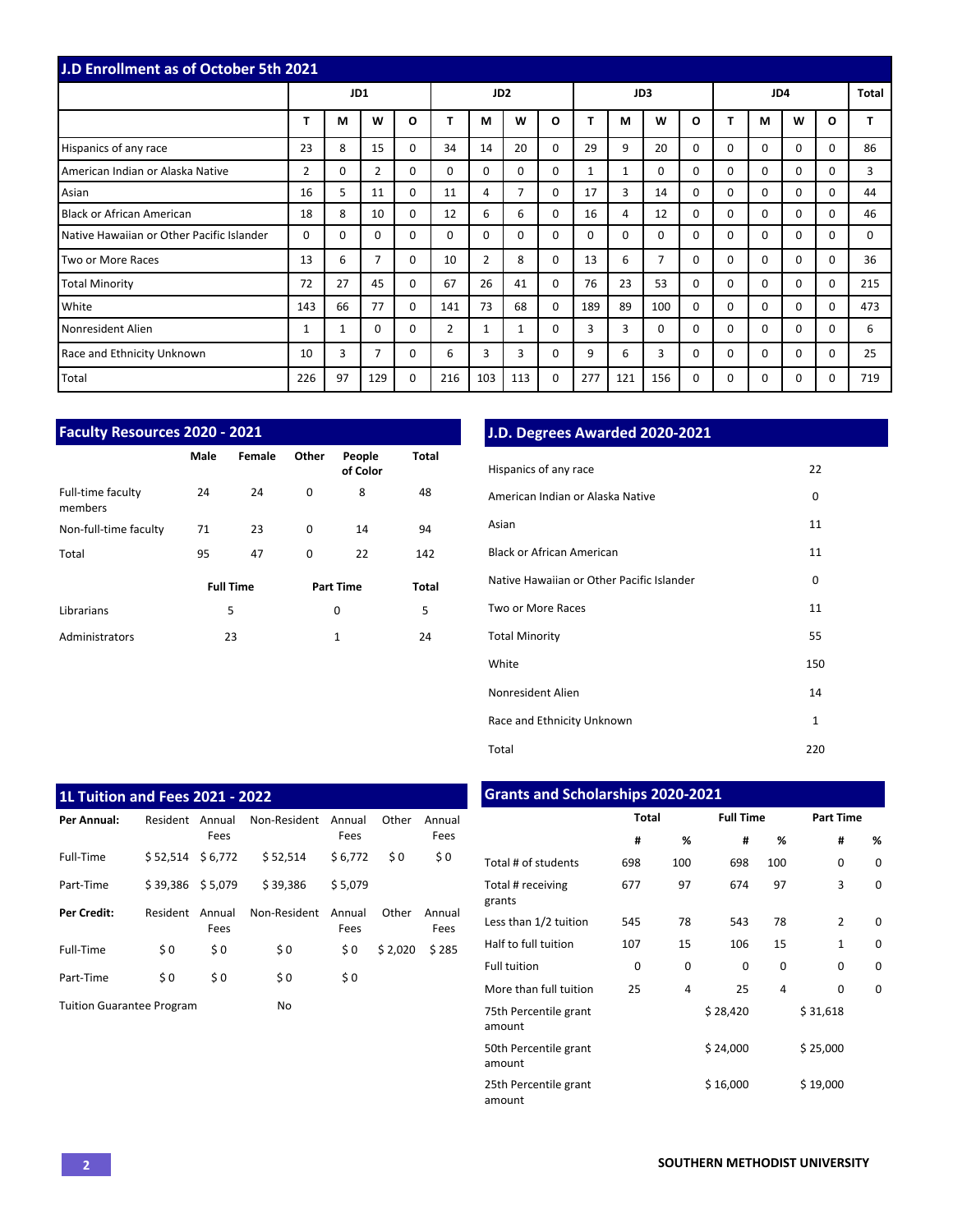## J.D Enrollment as of October 5th 2021

| | JD1 | | | | JD2 | | | | JD3 | | | | JD4 | | | | Total |
|---|---|---|---|---|---|---|---|---|---|---|---|---|---|---|---|---|---|
| | T | M | W | O | T | M | W | O | T | M | W | O | T | M | W | O | T |
| Hispanics of any race | 23 | 8 | 15 | 0 | 34 | 14 | 20 | 0 | 29 | 9 | 20 | 0 | 0 | 0 | 0 | 0 | 86 |
| American Indian or Alaska Native | 2 | 0 | 2 | 0 | 0 | 0 | 0 | 0 | 1 | 1 | 0 | 0 | 0 | 0 | 0 | 0 | 3 |
| Asian | 16 | 5 | 11 | 0 | 11 | 4 | 7 | 0 | 17 | 3 | 14 | 0 | 0 | 0 | 0 | 0 | 44 |
| Black or African American | 18 | 8 | 10 | 0 | 12 | 6 | 6 | 0 | 16 | 4 | 12 | 0 | 0 | 0 | 0 | 0 | 46 |
| Native Hawaiian or Other Pacific Islander | 0 | 0 | 0 | 0 | 0 | 0 | 0 | 0 | 0 | 0 | 0 | 0 | 0 | 0 | 0 | 0 | 0 |
| Two or More Races | 13 | 6 | 7 | 0 | 10 | 2 | 8 | 0 | 13 | 6 | 7 | 0 | 0 | 0 | 0 | 0 | 36 |
| Total Minority | 72 | 27 | 45 | 0 | 67 | 26 | 41 | 0 | 76 | 23 | 53 | 0 | 0 | 0 | 0 | 0 | 215 |
| White | 143 | 66 | 77 | 0 | 141 | 73 | 68 | 0 | 189 | 89 | 100 | 0 | 0 | 0 | 0 | 0 | 473 |
| Nonresident Alien | 1 | 1 | 0 | 0 | 2 | 1 | 1 | 0 | 3 | 3 | 0 | 0 | 0 | 0 | 0 | 0 | 6 |
| Race and Ethnicity Unknown | 10 | 3 | 7 | 0 | 6 | 3 | 3 | 0 | 9 | 6 | 3 | 0 | 0 | 0 | 0 | 0 | 25 |
| Total | 226 | 97 | 129 | 0 | 216 | 103 | 113 | 0 | 277 | 121 | 156 | 0 | 0 | 0 | 0 | 0 | 719 |

## Faculty Resources 2020 - 2021

| | Male | Female | Other | People of Color | Total |
|---|---|---|---|---|---|
| Full-time faculty members | 24 | 24 | 0 | 8 | 48 |
| Non-full-time faculty | 71 | 23 | 0 | 14 | 94 |
| Total | 95 | 47 | 0 | 22 | 142 |

| | Full Time | Part Time | Total |
|---|---|---|---|
| Librarians | 5 | 0 | 5 |
| Administrators | 23 | 1 | 24 |

## J.D. Degrees Awarded 2020-2021

| | |
|---|---|
| Hispanics of any race | 22 |
| American Indian or Alaska Native | 0 |
| Asian | 11 |
| Black or African American | 11 |
| Native Hawaiian or Other Pacific Islander | 0 |
| Two or More Races | 11 |
| Total Minority | 55 |
| White | 150 |
| Nonresident Alien | 14 |
| Race and Ethnicity Unknown | 1 |
| Total | 220 |

## 1L Tuition and Fees 2021 - 2022

| **Per Annual:** | Resident | Annual Fees | Non-Resident | Annual Fees | Other | Annual Fees |
|---|---|---|---|---|---|---|
| Full-Time | $ 52,514 | $ 6,772 | $ 52,514 | $ 6,772 | $ 0 | $ 0 |
| Part-Time | $ 39,386 | $ 5,079 | $ 39,386 | $ 5,079 | | |
| **Per Credit:** | Resident | Annual Fees | Non-Resident | Annual Fees | Other | Annual Fees |
| Full-Time | $ 0 | $ 0 | $ 0 | $ 0 | $ 2,020 | $ 285 |
| Part-Time | $ 0 | $ 0 | $ 0 | $ 0 | | |

Tuition Guarantee Program: No

## Grants and Scholarships 2020-2021

| | Total | | Full Time | | Part Time | |
|---|---|---|---|---|---|---|
| | # | % | # | % | # | % |
| Total # of students | 698 | 100 | 698 | 100 | 0 | 0 |
| Total # receiving grants | 677 | 97 | 674 | 97 | 3 | 0 |
| Less than 1/2 tuition | 545 | 78 | 543 | 78 | 2 | 0 |
| Half to full tuition | 107 | 15 | 106 | 15 | 1 | 0 |
| Full tuition | 0 | 0 | 0 | 0 | 0 | 0 |
| More than full tuition | 25 | 4 | 25 | 4 | 0 | 0 |
| 75th Percentile grant amount | | | $ 28,420 | | $ 31,618 | |
| 50th Percentile grant amount | | | $ 24,000 | | $ 25,000 | |
| 25th Percentile grant amount | | | $ 16,000 | | $ 19,000 | |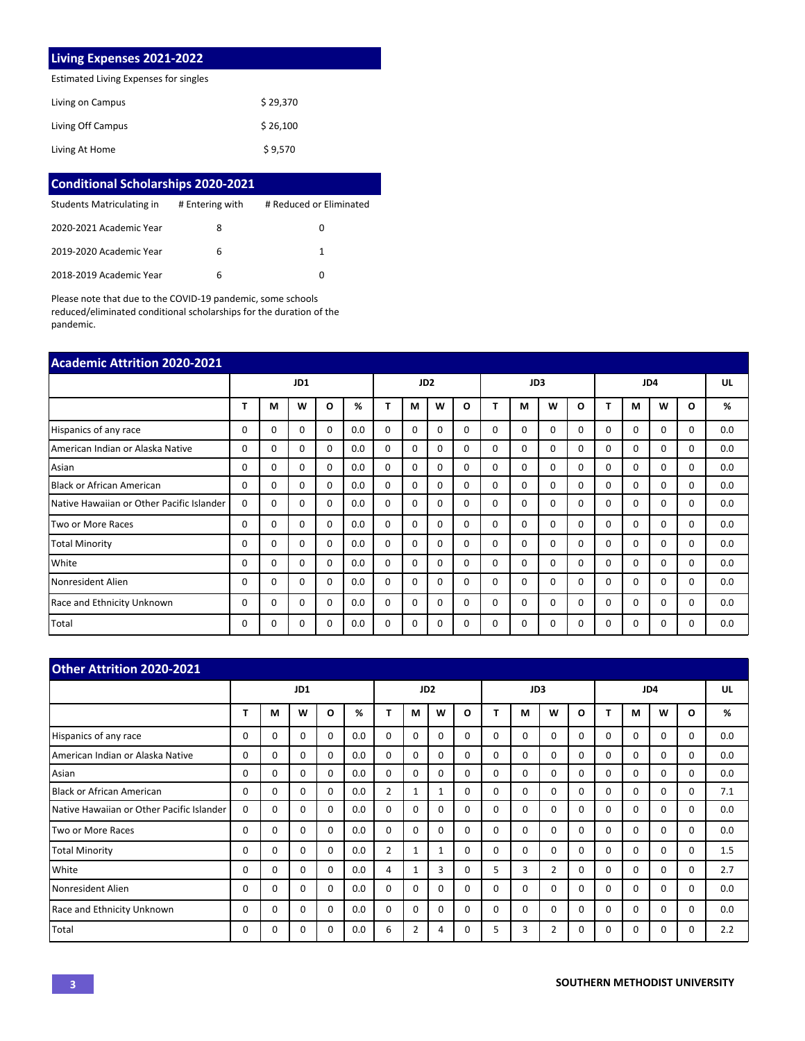## Living Expenses 2021-2022

| Estimated Living Expenses for singles | |
|---|---|
| Living on Campus | $ 29,370 |
| Living Off Campus | $ 26,100 |
| Living At Home | $ 9,570 |

## Conditional Scholarships 2020-2021

| Students Matriculating in | # Entering with | # Reduced or Eliminated |
|---|---|---|
| 2020-2021 Academic Year | 8 | 0 |
| 2019-2020 Academic Year | 6 | 1 |
| 2018-2019 Academic Year | 6 | 0 |

Please note that due to the COVID-19 pandemic, some schools reduced/eliminated conditional scholarships for the duration of the pandemic.

## Academic Attrition 2020-2021

| | JD1 | | | | | JD2 | | | | JD3 | | | | JD4 | | | | UL |
|---|---|---|---|---|---|---|---|---|---|---|---|---|---|---|---|---|---|---|
| | T | M | W | O | % | T | M | W | O | T | M | W | O | T | M | W | O | % |
| Hispanics of any race | 0 | 0 | 0 | 0 | 0.0 | 0 | 0 | 0 | 0 | 0 | 0 | 0 | 0 | 0 | 0 | 0 | 0 | 0.0 |
| American Indian or Alaska Native | 0 | 0 | 0 | 0 | 0.0 | 0 | 0 | 0 | 0 | 0 | 0 | 0 | 0 | 0 | 0 | 0 | 0 | 0.0 |
| Asian | 0 | 0 | 0 | 0 | 0.0 | 0 | 0 | 0 | 0 | 0 | 0 | 0 | 0 | 0 | 0 | 0 | 0 | 0.0 |
| Black or African American | 0 | 0 | 0 | 0 | 0.0 | 0 | 0 | 0 | 0 | 0 | 0 | 0 | 0 | 0 | 0 | 0 | 0 | 0.0 |
| Native Hawaiian or Other Pacific Islander | 0 | 0 | 0 | 0 | 0.0 | 0 | 0 | 0 | 0 | 0 | 0 | 0 | 0 | 0 | 0 | 0 | 0 | 0.0 |
| Two or More Races | 0 | 0 | 0 | 0 | 0.0 | 0 | 0 | 0 | 0 | 0 | 0 | 0 | 0 | 0 | 0 | 0 | 0 | 0.0 |
| Total Minority | 0 | 0 | 0 | 0 | 0.0 | 0 | 0 | 0 | 0 | 0 | 0 | 0 | 0 | 0 | 0 | 0 | 0 | 0.0 |
| White | 0 | 0 | 0 | 0 | 0.0 | 0 | 0 | 0 | 0 | 0 | 0 | 0 | 0 | 0 | 0 | 0 | 0 | 0.0 |
| Nonresident Alien | 0 | 0 | 0 | 0 | 0.0 | 0 | 0 | 0 | 0 | 0 | 0 | 0 | 0 | 0 | 0 | 0 | 0 | 0.0 |
| Race and Ethnicity Unknown | 0 | 0 | 0 | 0 | 0.0 | 0 | 0 | 0 | 0 | 0 | 0 | 0 | 0 | 0 | 0 | 0 | 0 | 0.0 |
| Total | 0 | 0 | 0 | 0 | 0.0 | 0 | 0 | 0 | 0 | 0 | 0 | 0 | 0 | 0 | 0 | 0 | 0 | 0.0 |

## Other Attrition 2020-2021

| | JD1 | | | | | JD2 | | | | JD3 | | | | JD4 | | | | UL |
|---|---|---|---|---|---|---|---|---|---|---|---|---|---|---|---|---|---|---|
| | T | M | W | O | % | T | M | W | O | T | M | W | O | T | M | W | O | % |
| Hispanics of any race | 0 | 0 | 0 | 0 | 0.0 | 0 | 0 | 0 | 0 | 0 | 0 | 0 | 0 | 0 | 0 | 0 | 0 | 0.0 |
| American Indian or Alaska Native | 0 | 0 | 0 | 0 | 0.0 | 0 | 0 | 0 | 0 | 0 | 0 | 0 | 0 | 0 | 0 | 0 | 0 | 0.0 |
| Asian | 0 | 0 | 0 | 0 | 0.0 | 0 | 0 | 0 | 0 | 0 | 0 | 0 | 0 | 0 | 0 | 0 | 0 | 0.0 |
| Black or African American | 0 | 0 | 0 | 0 | 0.0 | 2 | 1 | 1 | 0 | 0 | 0 | 0 | 0 | 0 | 0 | 0 | 0 | 7.1 |
| Native Hawaiian or Other Pacific Islander | 0 | 0 | 0 | 0 | 0.0 | 0 | 0 | 0 | 0 | 0 | 0 | 0 | 0 | 0 | 0 | 0 | 0 | 0.0 |
| Two or More Races | 0 | 0 | 0 | 0 | 0.0 | 0 | 0 | 0 | 0 | 0 | 0 | 0 | 0 | 0 | 0 | 0 | 0 | 0.0 |
| Total Minority | 0 | 0 | 0 | 0 | 0.0 | 2 | 1 | 1 | 0 | 0 | 0 | 0 | 0 | 0 | 0 | 0 | 0 | 1.5 |
| White | 0 | 0 | 0 | 0 | 0.0 | 4 | 1 | 3 | 0 | 5 | 3 | 2 | 0 | 0 | 0 | 0 | 0 | 2.7 |
| Nonresident Alien | 0 | 0 | 0 | 0 | 0.0 | 0 | 0 | 0 | 0 | 0 | 0 | 0 | 0 | 0 | 0 | 0 | 0 | 0.0 |
| Race and Ethnicity Unknown | 0 | 0 | 0 | 0 | 0.0 | 0 | 0 | 0 | 0 | 0 | 0 | 0 | 0 | 0 | 0 | 0 | 0 | 0.0 |
| Total | 0 | 0 | 0 | 0 | 0.0 | 6 | 2 | 4 | 0 | 5 | 3 | 2 | 0 | 0 | 0 | 0 | 0 | 2.2 |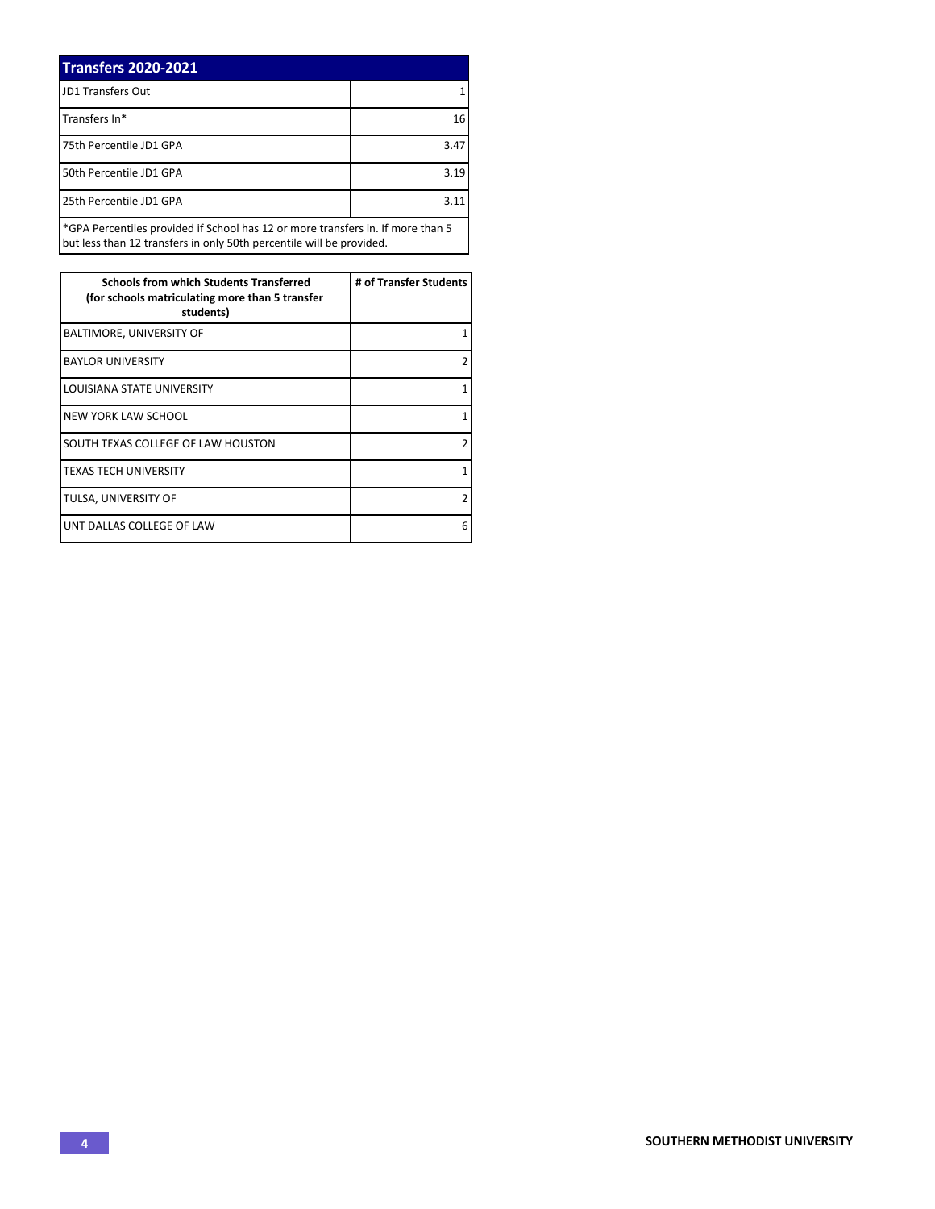## Transfers 2020-2021

| | |
|---|---|
| JD1 Transfers Out | 1 |
| Transfers In* | 16 |
| 75th Percentile JD1 GPA | 3.47 |
| 50th Percentile JD1 GPA | 3.19 |
| 25th Percentile JD1 GPA | 3.11 |

*GPA Percentiles provided if School has 12 or more transfers in. If more than 5 but less than 12 transfers in only 50th percentile will be provided.

| Schools from which Students Transferred (for schools matriculating more than 5 transfer students) | # of Transfer Students |
|---|---|
| BALTIMORE, UNIVERSITY OF | 1 |
| BAYLOR UNIVERSITY | 2 |
| LOUISIANA STATE UNIVERSITY | 1 |
| NEW YORK LAW SCHOOL | 1 |
| SOUTH TEXAS COLLEGE OF LAW HOUSTON | 2 |
| TEXAS TECH UNIVERSITY | 1 |
| TULSA, UNIVERSITY OF | 2 |
| UNT DALLAS COLLEGE OF LAW | 6 |